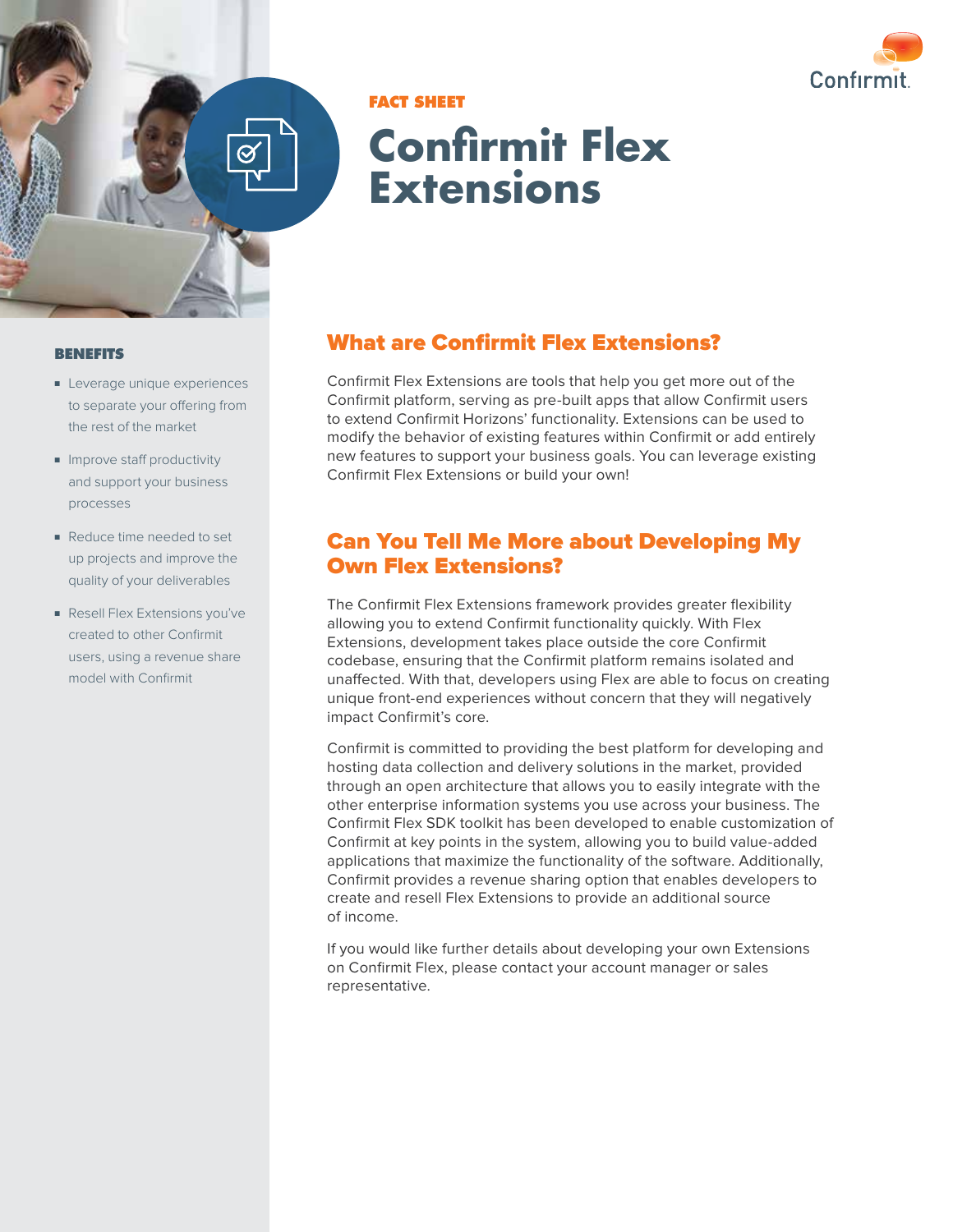FACT SHEET

# Confirmit Flex Extensions

## BENEFITS

- Leverage unique experiences to separate your offering from the rest of the market
- Improve staff productivity and support your business processes
- Reduce time needed to set up projects and improve the quality of your deliverables
- Resell Flex Extensions you've created to other Confirmit users, using a revenue share model with Confirmit

## What are Confirmit Flex Extensions?

Confirmit Flex Extensions are tools that help you get more out of the Confirmit platform, serving as pre-built apps that allow Confirmit users to extend Confirmit Horizons' functionality. Extensions can be used to modify the behavior of existing features within Confirmit or add entirely new features to support your business goals. You can leverage existing Confirmit Flex Extensions or build your own!

## Can You Tell Me More about Developing My Own Flex Extensions?

The Confirmit Flex Extensions framework provides greater flexibility allowing you to extend Confirmit functionality quickly. With Flex Extensions, development takes place outside the core Confirmit codebase, ensuring that the Confirmit platform remains isolated and unaffected. With that, developers using Flex are able to focus on creating unique front-end experiences without concern that they will negatively impact Confirmit's core.

Confirmit is committed to providing the best platform for developing and hosting data collection and delivery solutions in the market, provided through an open architecture that allows you to easily integrate with the other enterprise information systems you use across your business. The Confirmit Flex SDK toolkit has been developed to enable customization of Confirmit at key points in the system, allowing you to build value-added applications that maximize the functionality of the software. Additionally, Confirmit provides a revenue sharing option that enables developers to create and resell Flex Extensions to provide an additional source of income.

If you would like further details about developing your own Extensions on Confirmit Flex, please contact your account manager or sales representative.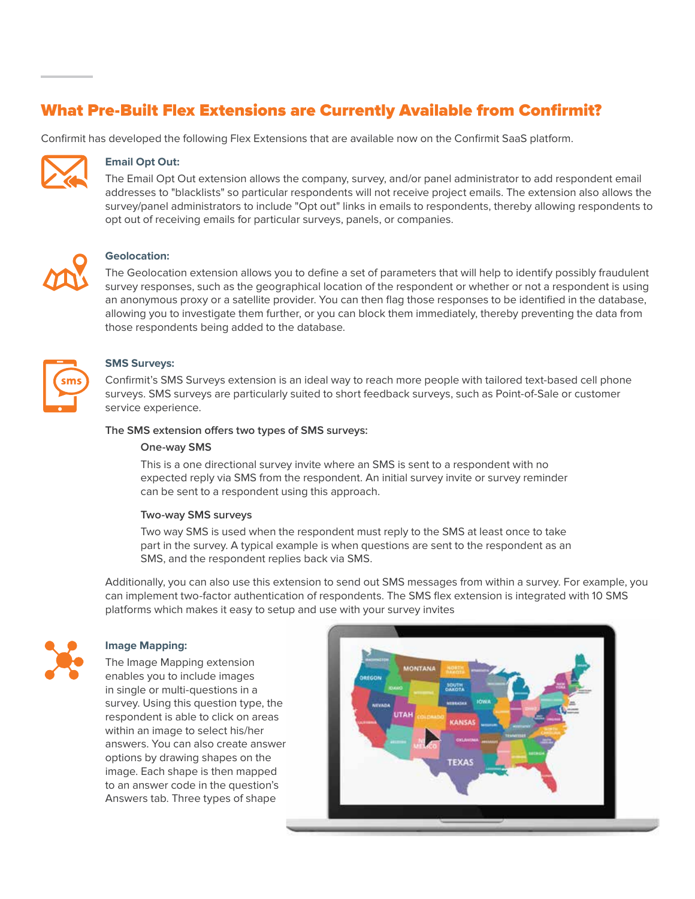## What Pre-Built Flex Extensions are Currently Available from Confirmit?

Confirmit has developed the following Flex Extensions that are available now on the Confirmit SaaS platform.

### Email Opt Out:

The Email Opt Out extension allows the company, survey, and/or panel administrator to add respondent email addresses to "blacklists" so particular respondents will not receive project emails. The extension also allows the survey/panel administrators to include "Opt out" links in emails to respondents, thereby allowing respondents to opt out of receiving emails for particular surveys, panels, or companies.

### Geolocation:

The Geolocation extension allows you to define a set of parameters that will help to identify possibly fraudulent survey responses, such as the geographical location of the respondent or whether or not a respondent is using an anonymous proxy or a satellite provider. You can then flag those responses to be identified in the database, allowing you to investigate them further, or you can block them immediately, thereby preventing the data from those respondents being added to the database.

### SMS Surveys:

Confirmit's SMS Surveys extension is an ideal way to reach more people with tailored text-based cell phone surveys. SMS surveys are particularly suited to short feedback surveys, such as Point-of-Sale or customer service experience.

The SMS extension offers two types of SMS surveys:

**One-way SMS**

This is a one directional survey invite where an SMS is sent to a respondent with no expected reply via SMS from the respondent. An initial survey invite or survey reminder can be sent to a respondent using this approach.

**Two-way SMS surveys**

Two way SMS is used when the respondent must reply to the SMS at least once to take part in the survey. A typical example is when questions are sent to the respondent as an SMS, and the respondent replies back via SMS.

Additionally, you can also use this extension to send out SMS messages from within a survey. For example, you can implement two-factor authentication of respondents. The SMS flex extension is integrated with 10 SMS platforms which makes it easy to setup and use with your survey invites

### Image Mapping:

The Image Mapping extension enables you to include images in single or multi-questions in a survey. Using this question type, the respondent is able to click on areas within an image to select his/her answers. You can also create answer options by drawing shapes on the image. Each shape is then mapped to an answer code in the question's Answers tab. Three types of shape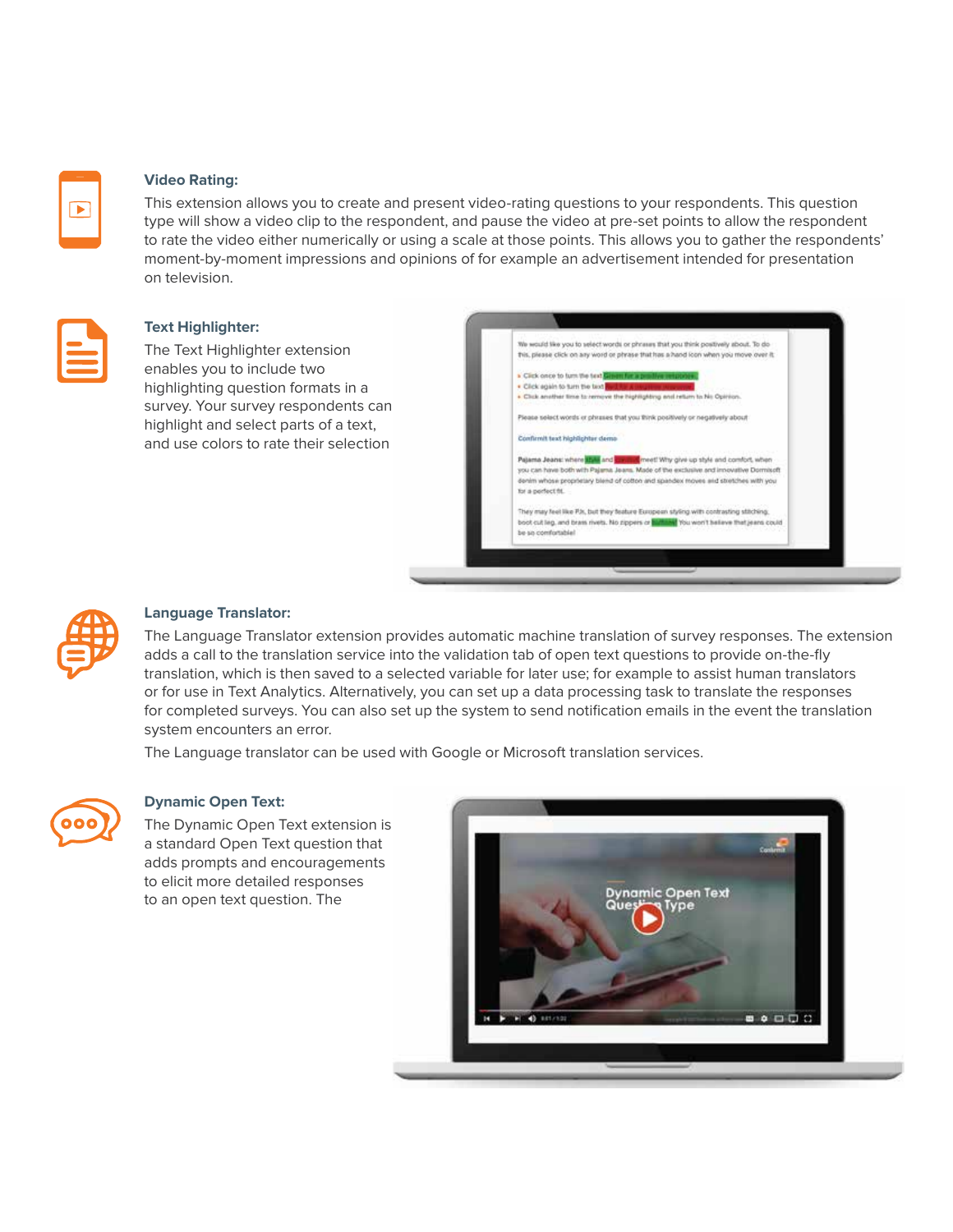### Video Rating:

This extension allows you to create and present video-rating questions to your respondents. This question type will show a video clip to the respondent, and pause the video at pre-set points to allow the respondent to rate the video either numerically or using a scale at those points. This allows you to gather the respondents' moment-by-moment impressions and opinions of for example an advertisement intended for presentation on television.

### Text Highlighter:

The Text Highlighter extension enables you to include two highlighting question formats in a survey. Your survey respondents can highlight and select parts of a text, and use colors to rate their selection

### Language Translator:

The Language Translator extension provides automatic machine translation of survey responses. The extension adds a call to the translation service into the validation tab of open text questions to provide on-the-fly translation, which is then saved to a selected variable for later use; for example to assist human translators or for use in Text Analytics. Alternatively, you can set up a data processing task to translate the responses for completed surveys. You can also set up the system to send notification emails in the event the translation system encounters an error.

The Language translator can be used with Google or Microsoft translation services.

### Dynamic Open Text:

The Dynamic Open Text extension is a standard Open Text question that adds prompts and encouragements to elicit more detailed responses to an open text question. The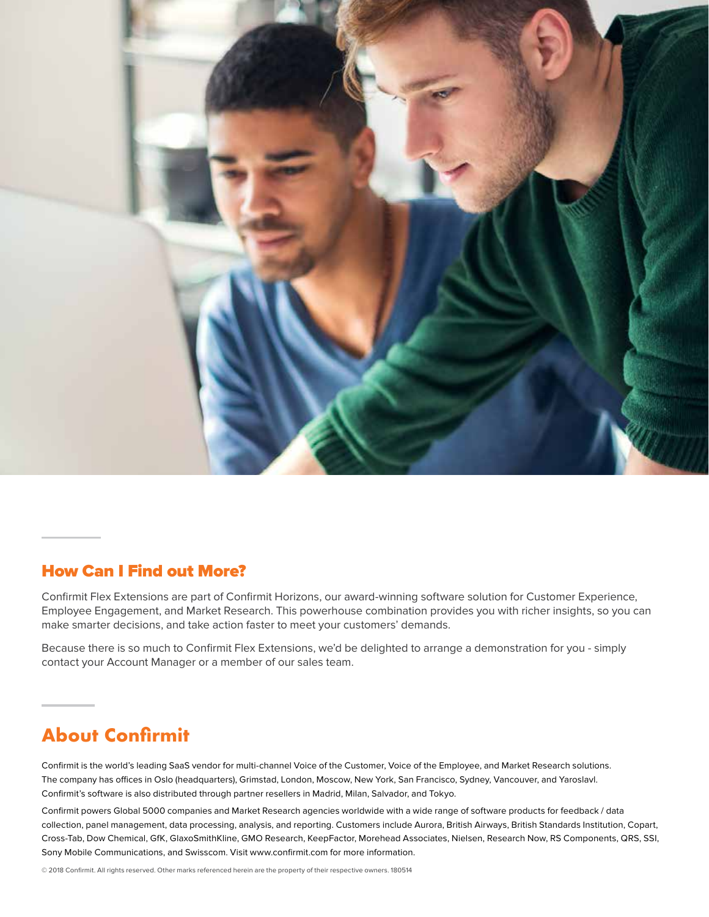## How Can I Find out More?

Confirmit Flex Extensions are part of Confirmit Horizons, our award-winning software solution for Customer Experience, Employee Engagement, and Market Research. This powerhouse combination provides you with richer insights, so you can make smarter decisions, and take action faster to meet your customers' demands.

Because there is so much to Confirmit Flex Extensions, we'd be delighted to arrange a demonstration for you - simply contact your Account Manager or a member of our sales team.

## About Confirmit

Confirmit is the world's leading SaaS vendor for multi-channel Voice of the Customer, Voice of the Employee, and Market Research solutions. The company has offices in Oslo (headquarters), Grimstad, London, Moscow, New York, San Francisco, Sydney, Vancouver, and Yaroslavl. Confirmit's software is also distributed through partner resellers in Madrid, Milan, Salvador, and Tokyo.

Confirmit powers Global 5000 companies and Market Research agencies worldwide with a wide range of software products for feedback / data collection, panel management, data processing, analysis, and reporting. Customers include Aurora, British Airways, British Standards Institution, Copart, Cross-Tab, Dow Chemical, GfK, GlaxoSmithKline, GMO Research, KeepFactor, Morehead Associates, Nielsen, Research Now, RS Components, QRS, SSI, Sony Mobile Communications, and Swisscom. Visit www.confirmit.com for more information.

© 2018 Confirmit. All rights reserved. Other marks referenced herein are the property of their respective owners. 180514